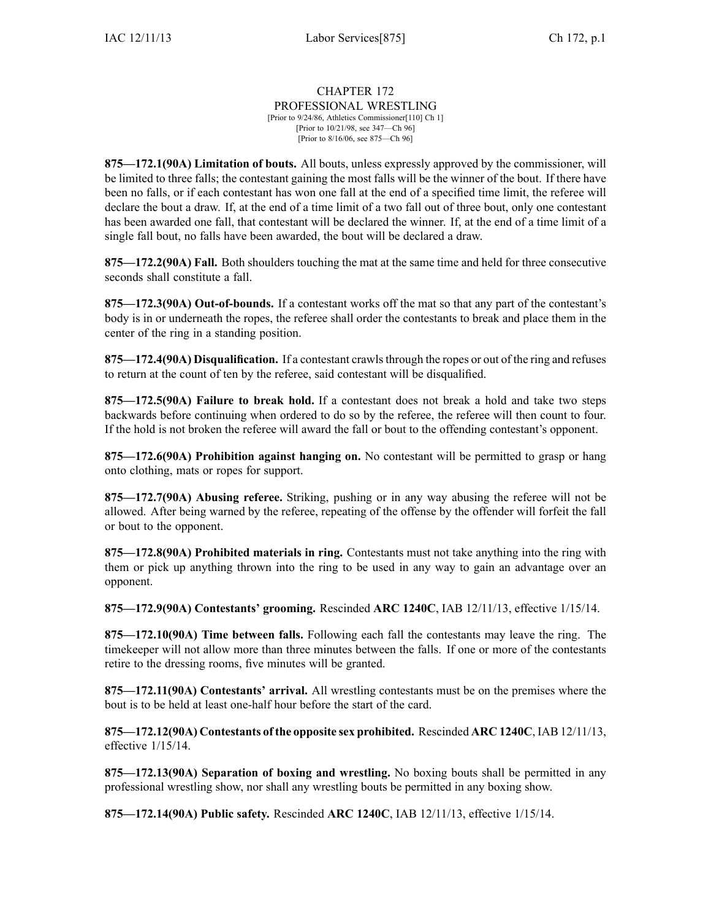# CHAPTER 172
## PROFESSIONAL WRESTLING

[Prior to 9/24/86, Athletics Commissioner[110] Ch 1]
[Prior to 10/21/98, see 347—Ch 96]
[Prior to 8/16/06, see 875—Ch 96]

**875—172.1(90A) Limitation of bouts.** All bouts, unless expressly approved by the commissioner, will be limited to three falls; the contestant gaining the most falls will be the winner of the bout. If there have been no falls, or if each contestant has won one fall at the end of a specified time limit, the referee will declare the bout a draw. If, at the end of a time limit of a two fall out of three bout, only one contestant has been awarded one fall, that contestant will be declared the winner. If, at the end of a time limit of a single fall bout, no falls have been awarded, the bout will be declared a draw.

**875—172.2(90A) Fall.** Both shoulders touching the mat at the same time and held for three consecutive seconds shall constitute a fall.

**875—172.3(90A) Out-of-bounds.** If a contestant works off the mat so that any part of the contestant's body is in or underneath the ropes, the referee shall order the contestants to break and place them in the center of the ring in a standing position.

**875—172.4(90A) Disqualification.** If a contestant crawls through the ropes or out of the ring and refuses to return at the count of ten by the referee, said contestant will be disqualified.

**875—172.5(90A) Failure to break hold.** If a contestant does not break a hold and take two steps backwards before continuing when ordered to do so by the referee, the referee will then count to four. If the hold is not broken the referee will award the fall or bout to the offending contestant's opponent.

**875—172.6(90A) Prohibition against hanging on.** No contestant will be permitted to grasp or hang onto clothing, mats or ropes for support.

**875—172.7(90A) Abusing referee.** Striking, pushing or in any way abusing the referee will not be allowed. After being warned by the referee, repeating of the offense by the offender will forfeit the fall or bout to the opponent.

**875—172.8(90A) Prohibited materials in ring.** Contestants must not take anything into the ring with them or pick up anything thrown into the ring to be used in any way to gain an advantage over an opponent.

**875—172.9(90A) Contestants' grooming.** Rescinded **ARC 1240C**, IAB 12/11/13, effective 1/15/14.

**875—172.10(90A) Time between falls.** Following each fall the contestants may leave the ring. The timekeeper will not allow more than three minutes between the falls. If one or more of the contestants retire to the dressing rooms, five minutes will be granted.

**875—172.11(90A) Contestants' arrival.** All wrestling contestants must be on the premises where the bout is to be held at least one-half hour before the start of the card.

**875—172.12(90A) Contestants of the opposite sex prohibited.** Rescinded **ARC 1240C**, IAB 12/11/13, effective 1/15/14.

**875—172.13(90A) Separation of boxing and wrestling.** No boxing bouts shall be permitted in any professional wrestling show, nor shall any wrestling bouts be permitted in any boxing show.

**875—172.14(90A) Public safety.** Rescinded **ARC 1240C**, IAB 12/11/13, effective 1/15/14.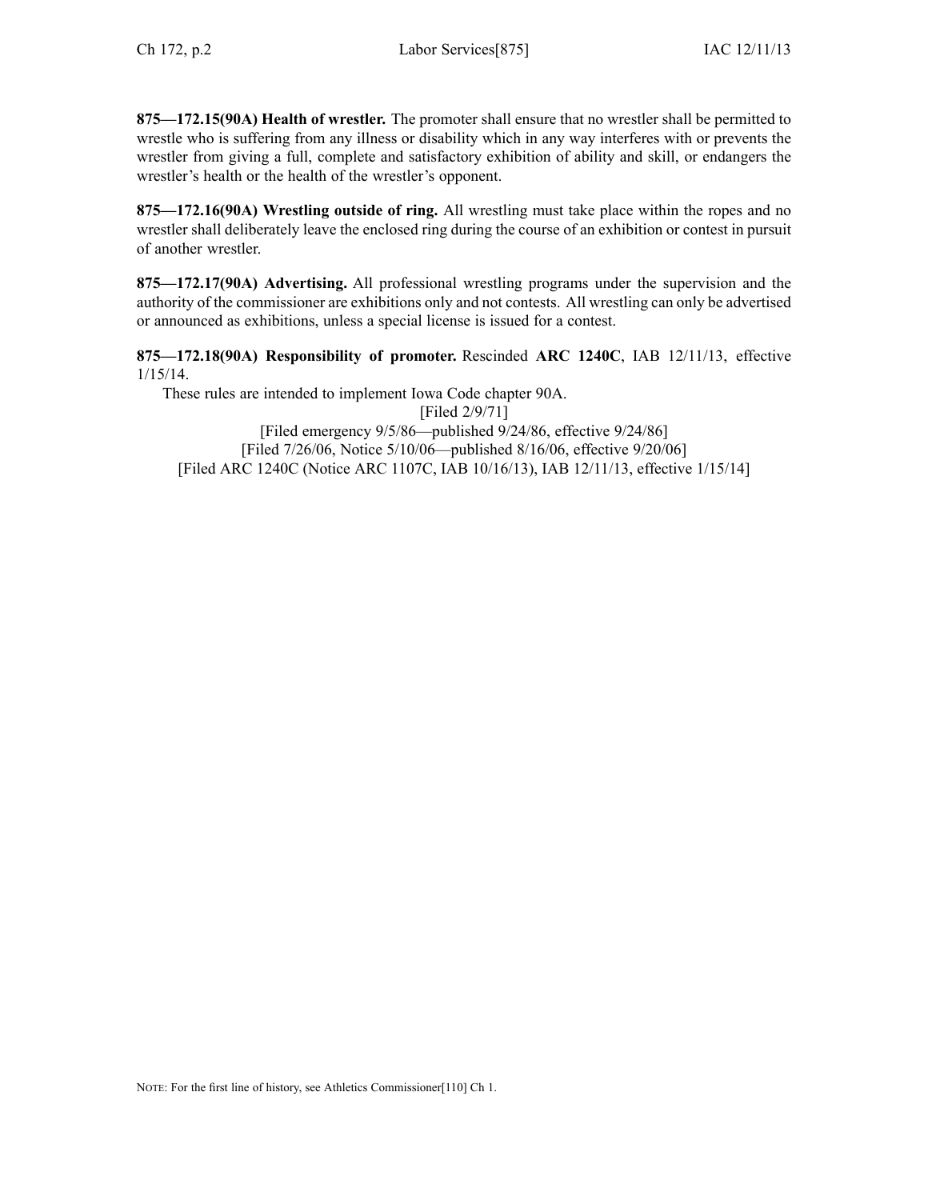**875—172.15(90A) Health of wrestler.** The promoter shall ensure that no wrestler shall be permitted to wrestle who is suffering from any illness or disability which in any way interferes with or prevents the wrestler from giving a full, complete and satisfactory exhibition of ability and skill, or endangers the wrestler's health or the health of the wrestler's opponent.

**875—172.16(90A) Wrestling outside of ring.** All wrestling must take place within the ropes and no wrestler shall deliberately leave the enclosed ring during the course of an exhibition or contest in pursuit of another wrestler.

**875—172.17(90A) Advertising.** All professional wrestling programs under the supervision and the authority of the commissioner are exhibitions only and not contests. All wrestling can only be advertised or announced as exhibitions, unless a special license is issued for a contest.

**875—172.18(90A) Responsibility of promoter.** Rescinded **ARC 1240C**, IAB 12/11/13, effective 1/15/14.

These rules are intended to implement Iowa Code chapter 90A.

[Filed 2/9/71]
[Filed emergency 9/5/86—published 9/24/86, effective 9/24/86]
[Filed 7/26/06, Notice 5/10/06—published 8/16/06, effective 9/20/06]
[Filed ARC 1240C (Notice ARC 1107C, IAB 10/16/13), IAB 12/11/13, effective 1/15/14]

NOTE: For the first line of history, see Athletics Commissioner[110] Ch 1.